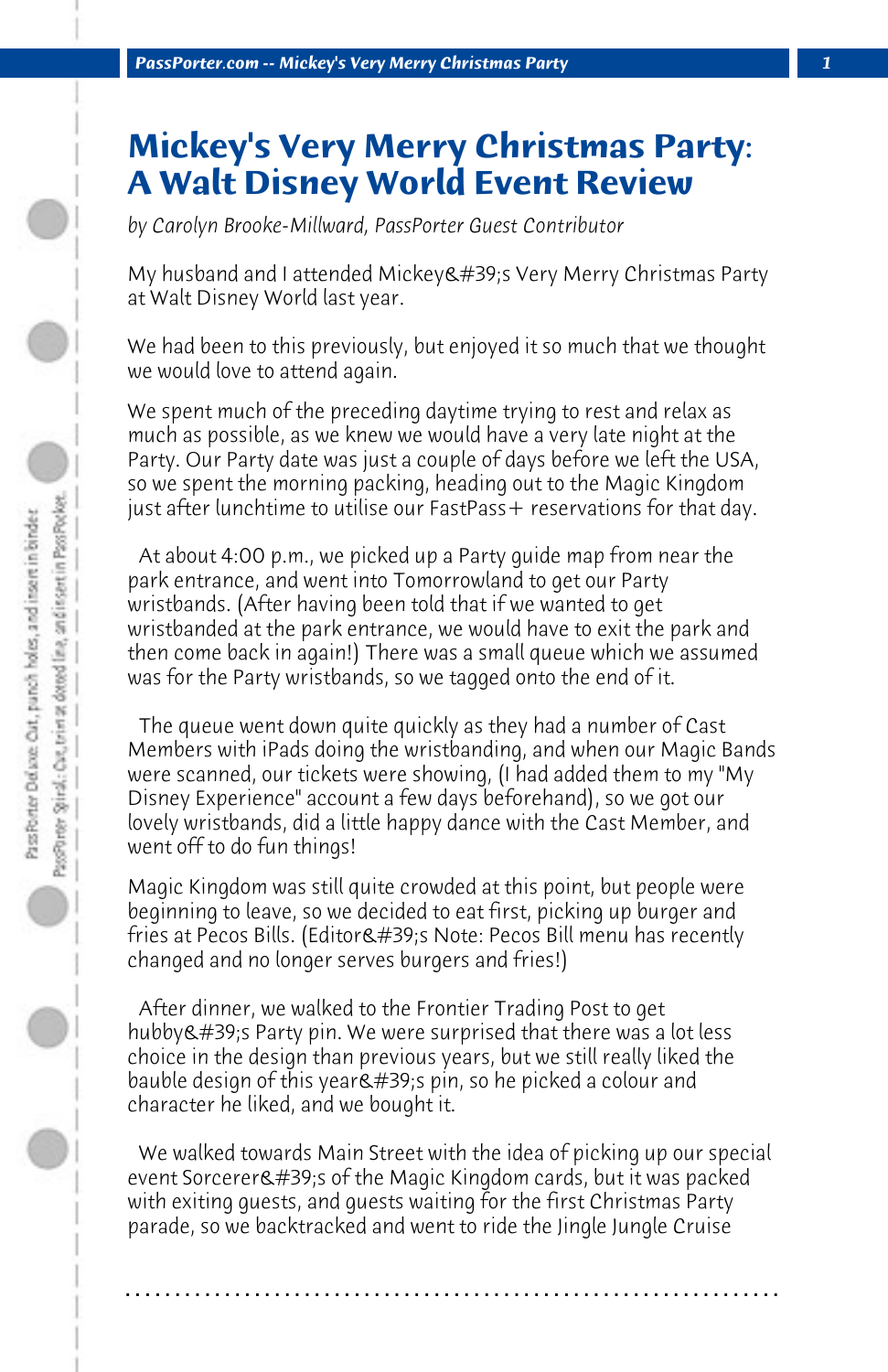# Mickey's Very Merry Christmas Party: A Walt Disney World Event Review

*by Carolyn Brooke-Millward, PassPorter Guest Contributor*

My husband and I attended Mickey&#39;s Very Merry Christmas Party at Walt Disney World last year.

We had been to this previously, but enjoyed it so much that we thought we would love to attend again.

We spent much of the preceding daytime trying to rest and relax as much as possible, as we knew we would have a very late night at the Party. Our Party date was just a couple of days before we left the USA, so we spent the morning packing, heading out to the Magic Kingdom just after lunchtime to utilise our FastPass+ reservations for that day.

At about 4:00 p.m., we picked up a Party guide map from near the park entrance, and went into Tomorrowland to get our Party wristbands. (After having been told that if we wanted to get wristbanded at the park entrance, we would have to exit the park and then come back in again!) There was a small queue which we assumed was for the Party wristbands, so we tagged onto the end of it.

The queue went down quite quickly as they had a number of Cast Members with iPads doing the wristbanding, and when our Magic Bands were scanned, our tickets were showing, (I had added them to my "My Disney Experience" account a few days beforehand), so we got our lovely wristbands, did a little happy dance with the Cast Member, and went off to do fun things!

Magic Kingdom was still quite crowded at this point, but people were beginning to leave, so we decided to eat first, picking up burger and fries at Pecos Bills. (Editor&#39;s Note: Pecos Bill menu has recently changed and no longer serves burgers and fries!)

After dinner, we walked to the Frontier Trading Post to get hubby&#39;s Party pin. We were surprised that there was a lot less choice in the design than previous years, but we still really liked the bauble design of this year&#39;s pin, so he picked a colour and character he liked, and we bought it.

We walked towards Main Street with the idea of picking up our special event Sorcerer&#39;s of the Magic Kingdom cards, but it was packed with exiting guests, and guests waiting for the first Christmas Party parade, so we backtracked and went to ride the Jingle Jungle Cruise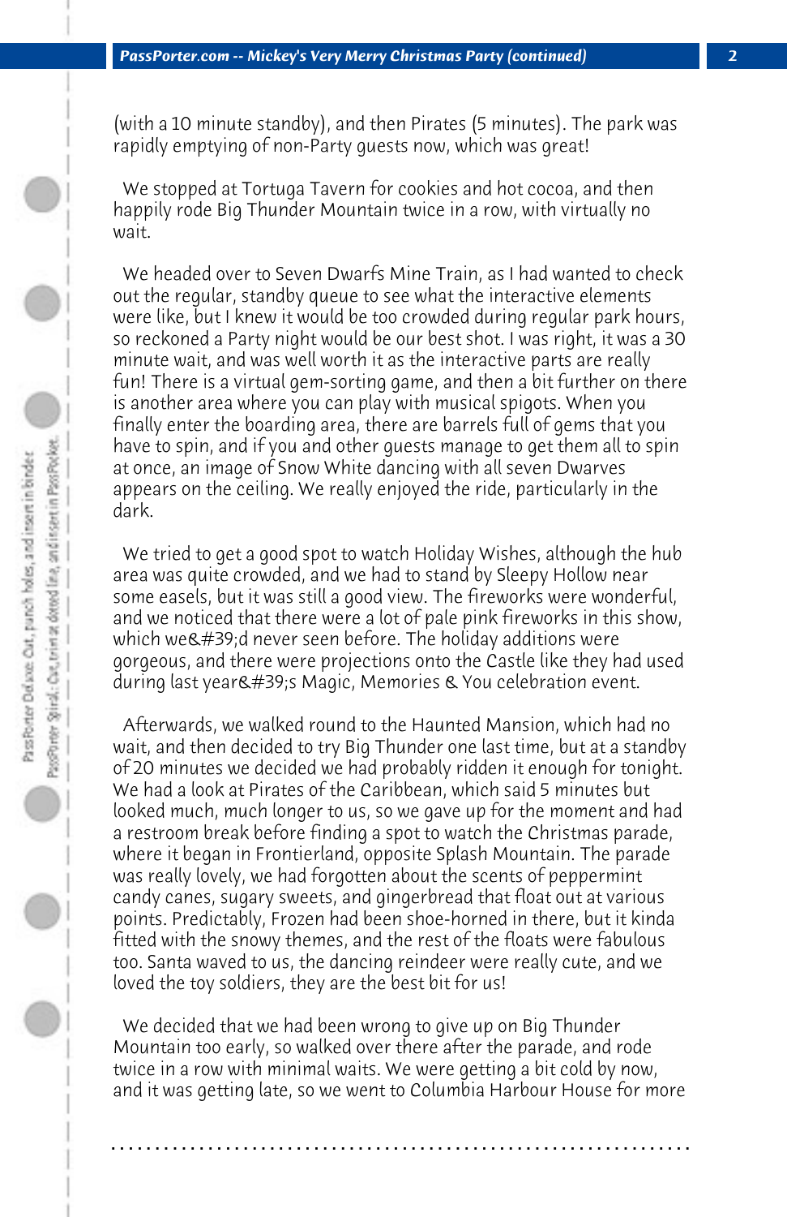(with a 10 minute standby), and then Pirates (5 minutes). The park was rapidly emptying of non-Party guests now, which was great!

We stopped at Tortuga Tavern for cookies and hot cocoa, and then happily rode Big Thunder Mountain twice in a row, with virtually no wait.

We headed over to Seven Dwarfs Mine Train, as I had wanted to check out the regular, standby queue to see what the interactive elements were like, but I knew it would be too crowded during regular park hours, so reckoned a Party night would be our best shot. I was right, it was a 30 minute wait, and was well worth it as the interactive parts are really fun! There is a virtual gem-sorting game, and then a bit further on there is another area where you can play with musical spigots. When you finally enter the boarding area, there are barrels full of gems that you have to spin, and if you and other guests manage to get them all to spin at once, an image of Snow White dancing with all seven Dwarves appears on the ceiling. We really enjoyed the ride, particularly in the dark.

We tried to get a good spot to watch Holiday Wishes, although the hub area was quite crowded, and we had to stand by Sleepy Hollow near some easels, but it was still a good view. The fireworks were wonderful, and we noticed that there were a lot of pale pink fireworks in this show, which we&#39;d never seen before. The holiday additions were gorgeous, and there were projections onto the Castle like they had used during last year&#39;s Magic, Memories & You celebration event.

Afterwards, we walked round to the Haunted Mansion, which had no wait, and then decided to try Big Thunder one last time, but at a standby of 20 minutes we decided we had probably ridden it enough for tonight. We had a look at Pirates of the Caribbean, which said 5 minutes but looked much, much longer to us, so we gave up for the moment and had a restroom break before finding a spot to watch the Christmas parade, where it began in Frontierland, opposite Splash Mountain. The parade was really lovely, we had forgotten about the scents of peppermint candy canes, sugary sweets, and gingerbread that float out at various points. Predictably, Frozen had been shoe-horned in there, but it kinda fitted with the snowy themes, and the rest of the floats were fabulous too. Santa waved to us, the dancing reindeer were really cute, and we loved the toy soldiers, they are the best bit for us!

We decided that we had been wrong to give up on Big Thunder Mountain too early, so walked over there after the parade, and rode twice in a row with minimal waits. We were getting a bit cold by now, and it was getting late, so we went to Columbia Harbour House for more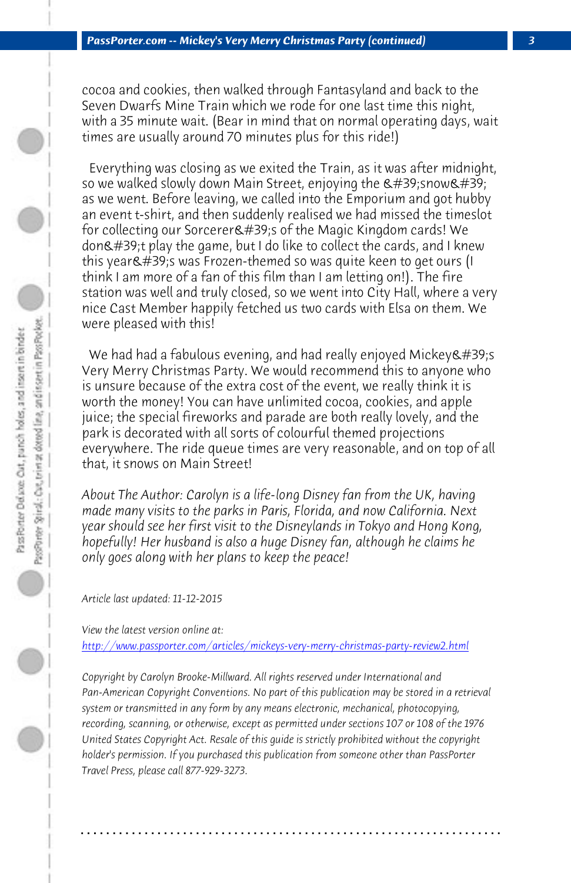cocoa and cookies, then walked through Fantasyland and back to the Seven Dwarfs Mine Train which we rode for one last time this night, with a 35 minute wait. (Bear in mind that on normal operating days, wait times are usually around 70 minutes plus for this ride!)

Everything was closing as we exited the Train, as it was after midnight, so we walked slowly down Main Street, enjoying the &#39;snow&#39; as we went. Before leaving, we called into the Emporium and got hubby an event t-shirt, and then suddenly realised we had missed the timeslot for collecting our Sorcerer&#39;s of the Magic Kingdom cards! We don&#39;t play the game, but I do like to collect the cards, and I knew this year&#39;s was Frozen-themed so was quite keen to get ours (I think I am more of a fan of this film than I am letting on!). The fire station was well and truly closed, so we went into City Hall, where a very nice Cast Member happily fetched us two cards with Elsa on them. We were pleased with this!

We had had a fabulous evening, and had really enjoyed Mickey&#39;s Very Merry Christmas Party. We would recommend this to anyone who is unsure because of the extra cost of the event, we really think it is worth the money! You can have unlimited cocoa, cookies, and apple juice; the special fireworks and parade are both really lovely, and the park is decorated with all sorts of colourful themed projections everywhere. The ride queue times are very reasonable, and on top of all that, it snows on Main Street!

*About The Author: Carolyn is a life-long Disney fan from the UK, having made many visits to the parks in Paris, Florida, and now California. Next year should see her first visit to the Disneylands in Tokyo and Hong Kong, hopefully! Her husband is also a huge Disney fan, although he claims he only goes along with her plans to keep the peace!*

*Article last updated: 11-12-2015*

*View the latest version online at:*
*[http://www.passporter.com/articles/mickeys-very-merry-christmas-party-review2.html](http://www.passporter.com/articles/mickeys-very-merry-christmas-party-review2.html)*

*Copyright by Carolyn Brooke-Millward. All rights reserved under International and Pan-American Copyright Conventions. No part of this publication may be stored in a retrieval system or transmitted in any form by any means electronic, mechanical, photocopying, recording, scanning, or otherwise, except as permitted under sections 107 or 108 of the 1976 United States Copyright Act. Resale of this guide is strictly prohibited without the copyright holder's permission. If you purchased this publication from someone other than PassPorter Travel Press, please call 877-929-3273.*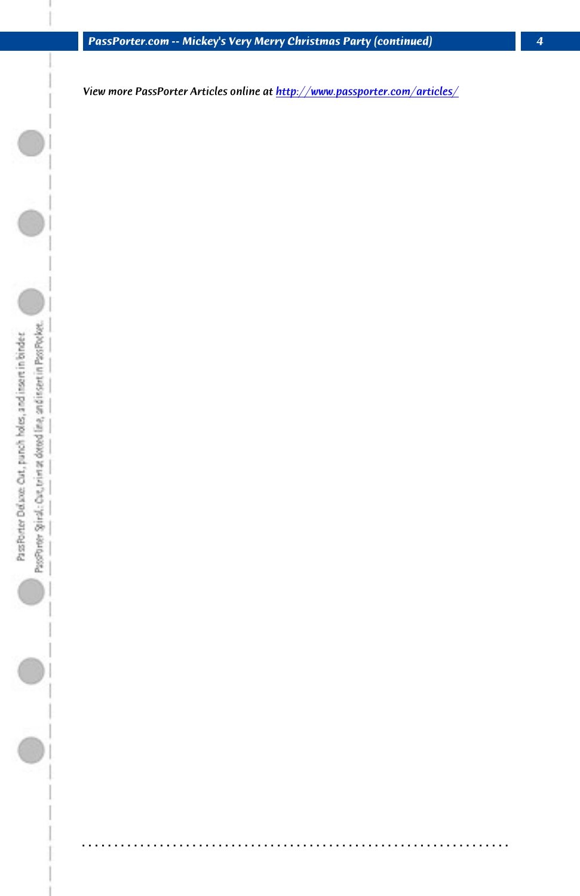*View more PassPorter Articles online at [http://www.passporter.com/articles/](http://www.passporter.com/articles/)*